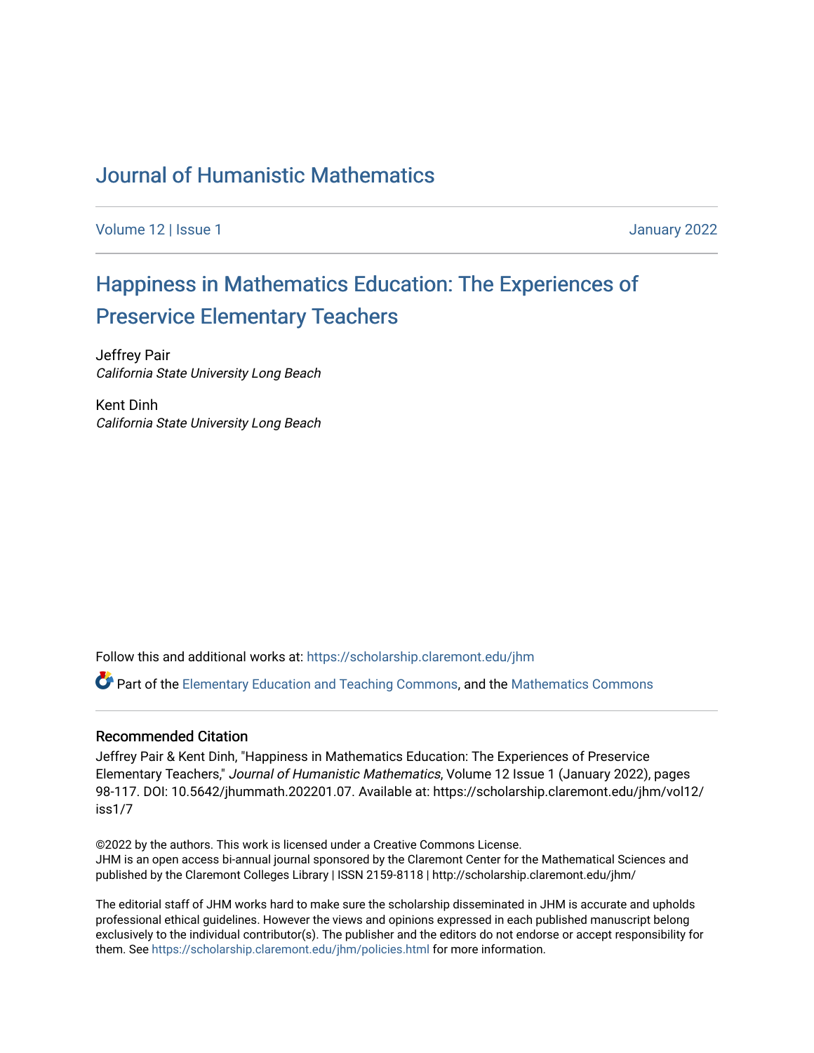# Journal of Humanistic Mathematics

Volume 12 | Issue 1 January 2022

## Happiness in Mathematics Education: The Experiences of Preservice Elementary Teachers

Jeffrey Pair
*California State University Long Beach*

Kent Dinh
*California State University Long Beach*

Follow this and additional works at: https://scholarship.claremont.edu/jhm

Part of the Elementary Education and Teaching Commons, and the Mathematics Commons

### Recommended Citation

Jeffrey Pair & Kent Dinh, "Happiness in Mathematics Education: The Experiences of Preservice Elementary Teachers," *Journal of Humanistic Mathematics*, Volume 12 Issue 1 (January 2022), pages 98-117. DOI: 10.5642/jhummath.202201.07. Available at: https://scholarship.claremont.edu/jhm/vol12/iss1/7

©2022 by the authors. This work is licensed under a Creative Commons License.
JHM is an open access bi-annual journal sponsored by the Claremont Center for the Mathematical Sciences and published by the Claremont Colleges Library | ISSN 2159-8118 | http://scholarship.claremont.edu/jhm/

The editorial staff of JHM works hard to make sure the scholarship disseminated in JHM is accurate and upholds professional ethical guidelines. However the views and opinions expressed in each published manuscript belong exclusively to the individual contributor(s). The publisher and the editors do not endorse or accept responsibility for them. See https://scholarship.claremont.edu/jhm/policies.html for more information.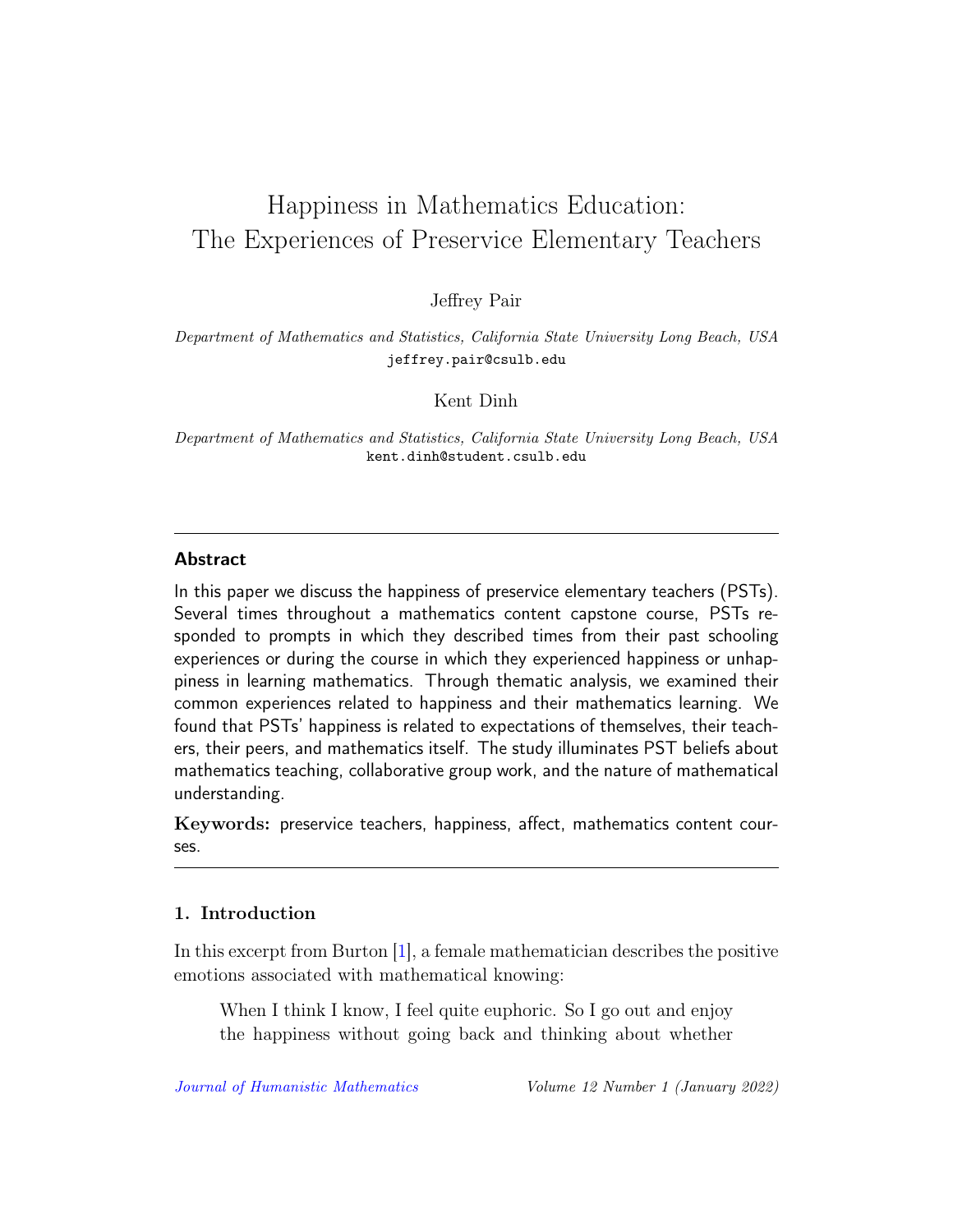# Happiness in Mathematics Education: The Experiences of Preservice Elementary Teachers

Jeffrey Pair

*Department of Mathematics and Statistics, California State University Long Beach, USA*
jeffrey.pair@csulb.edu

Kent Dinh

*Department of Mathematics and Statistics, California State University Long Beach, USA*
kent.dinh@student.csulb.edu

## Abstract

In this paper we discuss the happiness of preservice elementary teachers (PSTs). Several times throughout a mathematics content capstone course, PSTs responded to prompts in which they described times from their past schooling experiences or during the course in which they experienced happiness or unhappiness in learning mathematics. Through thematic analysis, we examined their common experiences related to happiness and their mathematics learning. We found that PSTs' happiness is related to expectations of themselves, their teachers, their peers, and mathematics itself. The study illuminates PST beliefs about mathematics teaching, collaborative group work, and the nature of mathematical understanding.

**Keywords:** preservice teachers, happiness, affect, mathematics content courses.

## 1. Introduction

In this excerpt from Burton [1], a female mathematician describes the positive emotions associated with mathematical knowing:

> When I think I know, I feel quite euphoric. So I go out and enjoy the happiness without going back and thinking about whether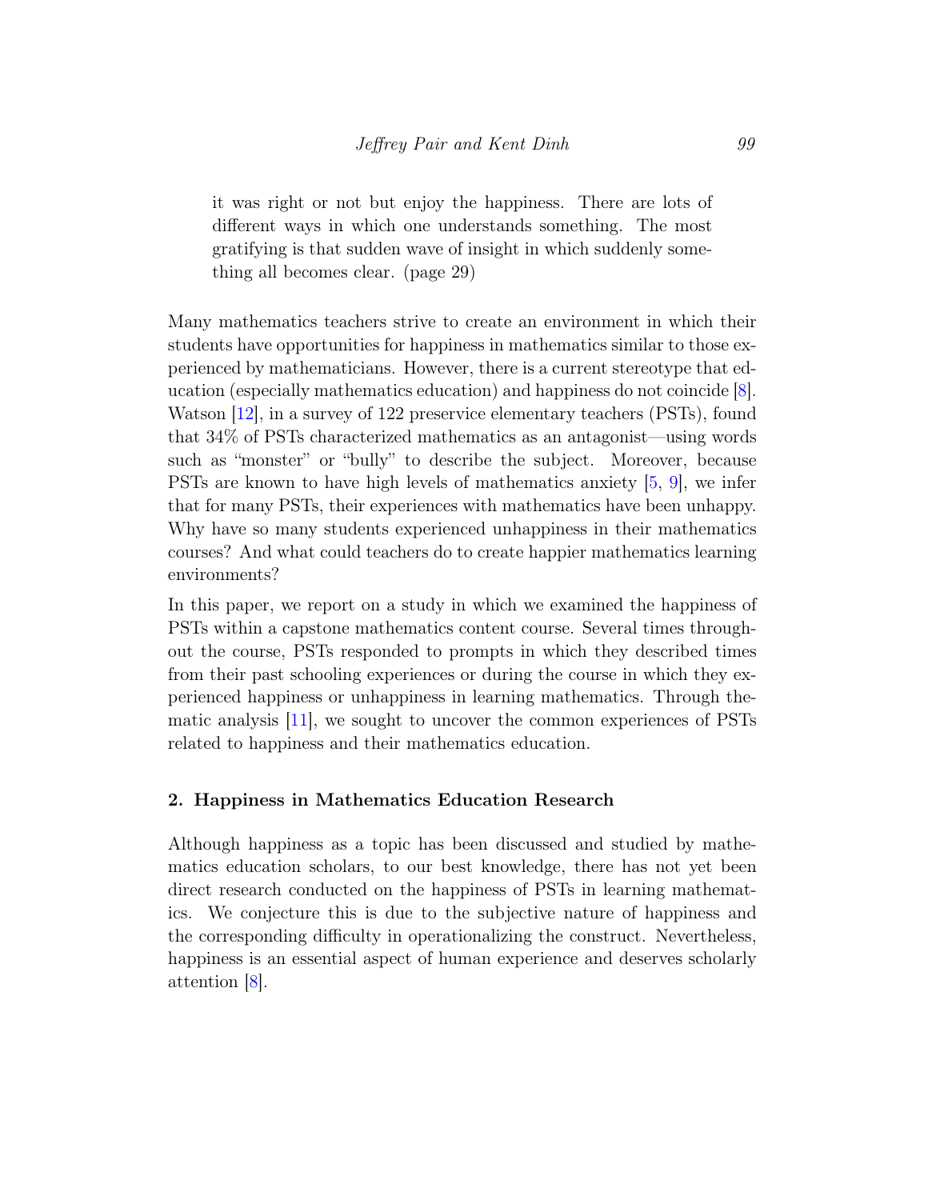> it was right or not but enjoy the happiness. There are lots of different ways in which one understands something. The most gratifying is that sudden wave of insight in which suddenly something all becomes clear. (page 29)

Many mathematics teachers strive to create an environment in which their students have opportunities for happiness in mathematics similar to those experienced by mathematicians. However, there is a current stereotype that education (especially mathematics education) and happiness do not coincide [8]. Watson [12], in a survey of 122 preservice elementary teachers (PSTs), found that 34% of PSTs characterized mathematics as an antagonist—using words such as "monster" or "bully" to describe the subject. Moreover, because PSTs are known to have high levels of mathematics anxiety [5, 9], we infer that for many PSTs, their experiences with mathematics have been unhappy. Why have so many students experienced unhappiness in their mathematics courses? And what could teachers do to create happier mathematics learning environments?

In this paper, we report on a study in which we examined the happiness of PSTs within a capstone mathematics content course. Several times throughout the course, PSTs responded to prompts in which they described times from their past schooling experiences or during the course in which they experienced happiness or unhappiness in learning mathematics. Through thematic analysis [11], we sought to uncover the common experiences of PSTs related to happiness and their mathematics education.

## 2. Happiness in Mathematics Education Research

Although happiness as a topic has been discussed and studied by mathematics education scholars, to our best knowledge, there has not yet been direct research conducted on the happiness of PSTs in learning mathematics. We conjecture this is due to the subjective nature of happiness and the corresponding difficulty in operationalizing the construct. Nevertheless, happiness is an essential aspect of human experience and deserves scholarly attention [8].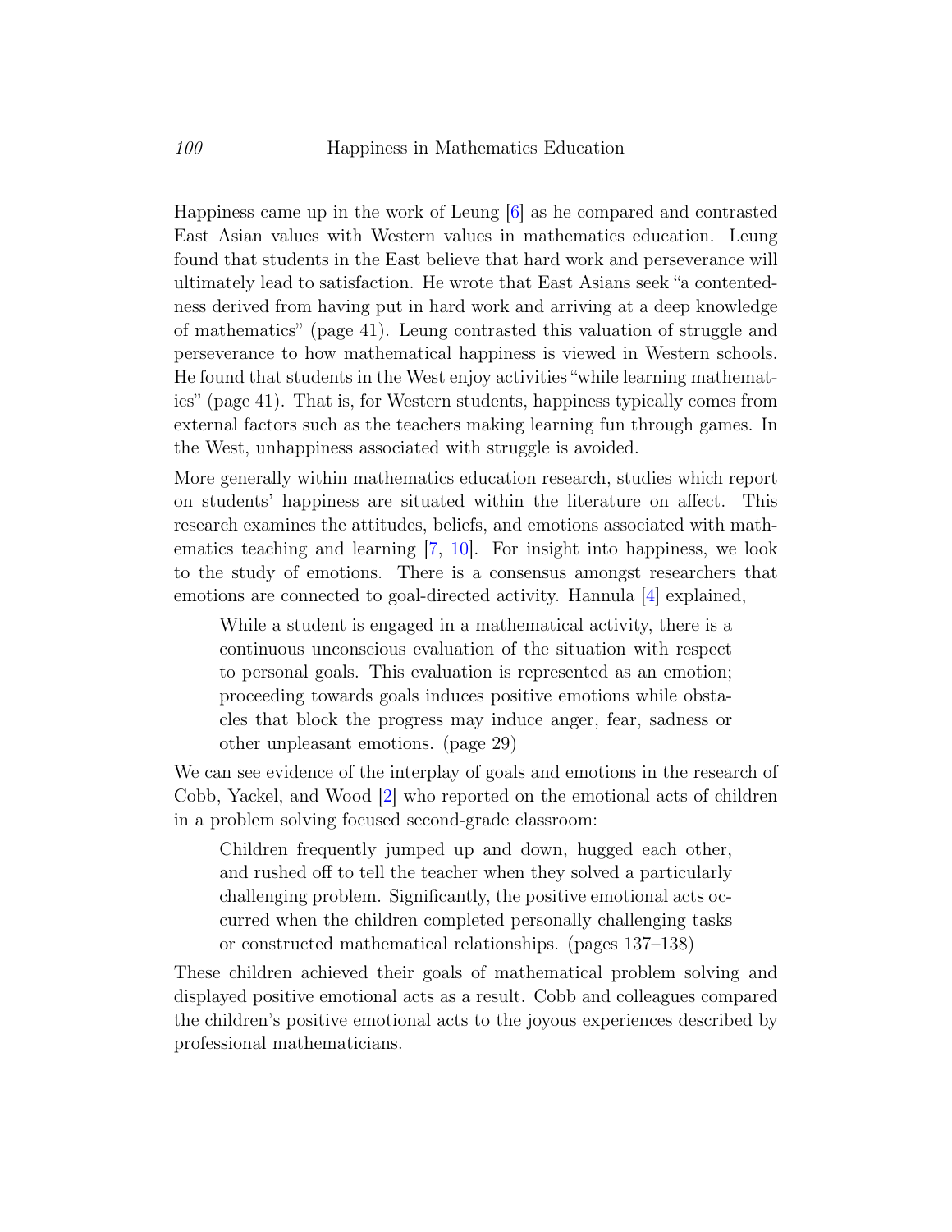Happiness came up in the work of Leung [6] as he compared and contrasted East Asian values with Western values in mathematics education. Leung found that students in the East believe that hard work and perseverance will ultimately lead to satisfaction. He wrote that East Asians seek "a contentedness derived from having put in hard work and arriving at a deep knowledge of mathematics" (page 41). Leung contrasted this valuation of struggle and perseverance to how mathematical happiness is viewed in Western schools. He found that students in the West enjoy activities "while learning mathematics" (page 41). That is, for Western students, happiness typically comes from external factors such as the teachers making learning fun through games. In the West, unhappiness associated with struggle is avoided.

More generally within mathematics education research, studies which report on students' happiness are situated within the literature on affect. This research examines the attitudes, beliefs, and emotions associated with mathematics teaching and learning [7, 10]. For insight into happiness, we look to the study of emotions. There is a consensus amongst researchers that emotions are connected to goal-directed activity. Hannula [4] explained,

> While a student is engaged in a mathematical activity, there is a continuous unconscious evaluation of the situation with respect to personal goals. This evaluation is represented as an emotion; proceeding towards goals induces positive emotions while obstacles that block the progress may induce anger, fear, sadness or other unpleasant emotions. (page 29)

We can see evidence of the interplay of goals and emotions in the research of Cobb, Yackel, and Wood [2] who reported on the emotional acts of children in a problem solving focused second-grade classroom:

> Children frequently jumped up and down, hugged each other, and rushed off to tell the teacher when they solved a particularly challenging problem. Significantly, the positive emotional acts occurred when the children completed personally challenging tasks or constructed mathematical relationships. (pages 137–138)

These children achieved their goals of mathematical problem solving and displayed positive emotional acts as a result. Cobb and colleagues compared the children's positive emotional acts to the joyous experiences described by professional mathematicians.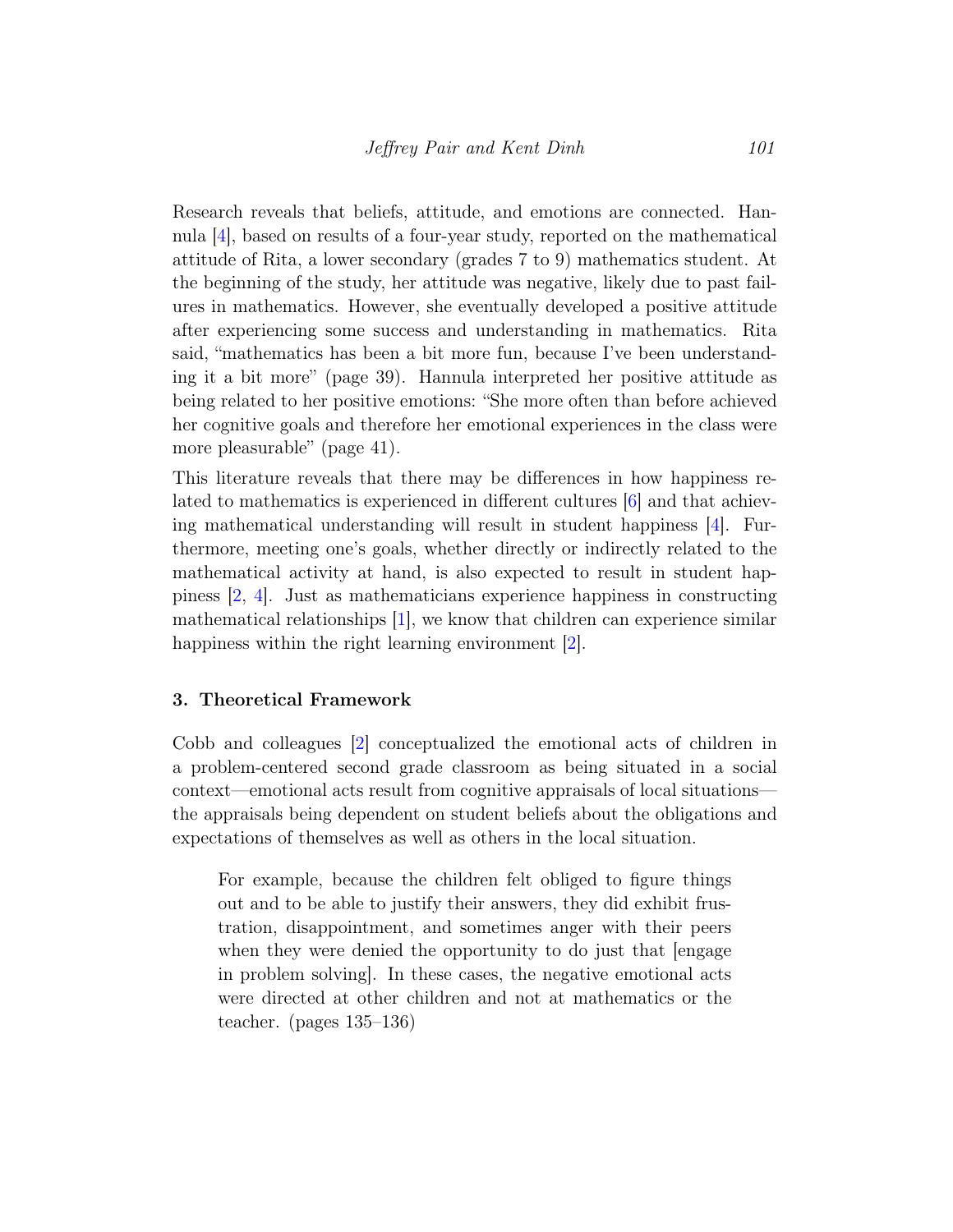Research reveals that beliefs, attitude, and emotions are connected. Hannula [4], based on results of a four-year study, reported on the mathematical attitude of Rita, a lower secondary (grades 7 to 9) mathematics student. At the beginning of the study, her attitude was negative, likely due to past failures in mathematics. However, she eventually developed a positive attitude after experiencing some success and understanding in mathematics. Rita said, "mathematics has been a bit more fun, because I've been understanding it a bit more" (page 39). Hannula interpreted her positive attitude as being related to her positive emotions: "She more often than before achieved her cognitive goals and therefore her emotional experiences in the class were more pleasurable" (page 41).

This literature reveals that there may be differences in how happiness related to mathematics is experienced in different cultures [6] and that achieving mathematical understanding will result in student happiness [4]. Furthermore, meeting one's goals, whether directly or indirectly related to the mathematical activity at hand, is also expected to result in student happiness [2, 4]. Just as mathematicians experience happiness in constructing mathematical relationships [1], we know that children can experience similar happiness within the right learning environment [2].

## 3. Theoretical Framework

Cobb and colleagues [2] conceptualized the emotional acts of children in a problem-centered second grade classroom as being situated in a social context—emotional acts result from cognitive appraisals of local situations—the appraisals being dependent on student beliefs about the obligations and expectations of themselves as well as others in the local situation.

> For example, because the children felt obliged to figure things out and to be able to justify their answers, they did exhibit frustration, disappointment, and sometimes anger with their peers when they were denied the opportunity to do just that [engage in problem solving]. In these cases, the negative emotional acts were directed at other children and not at mathematics or the teacher. (pages 135–136)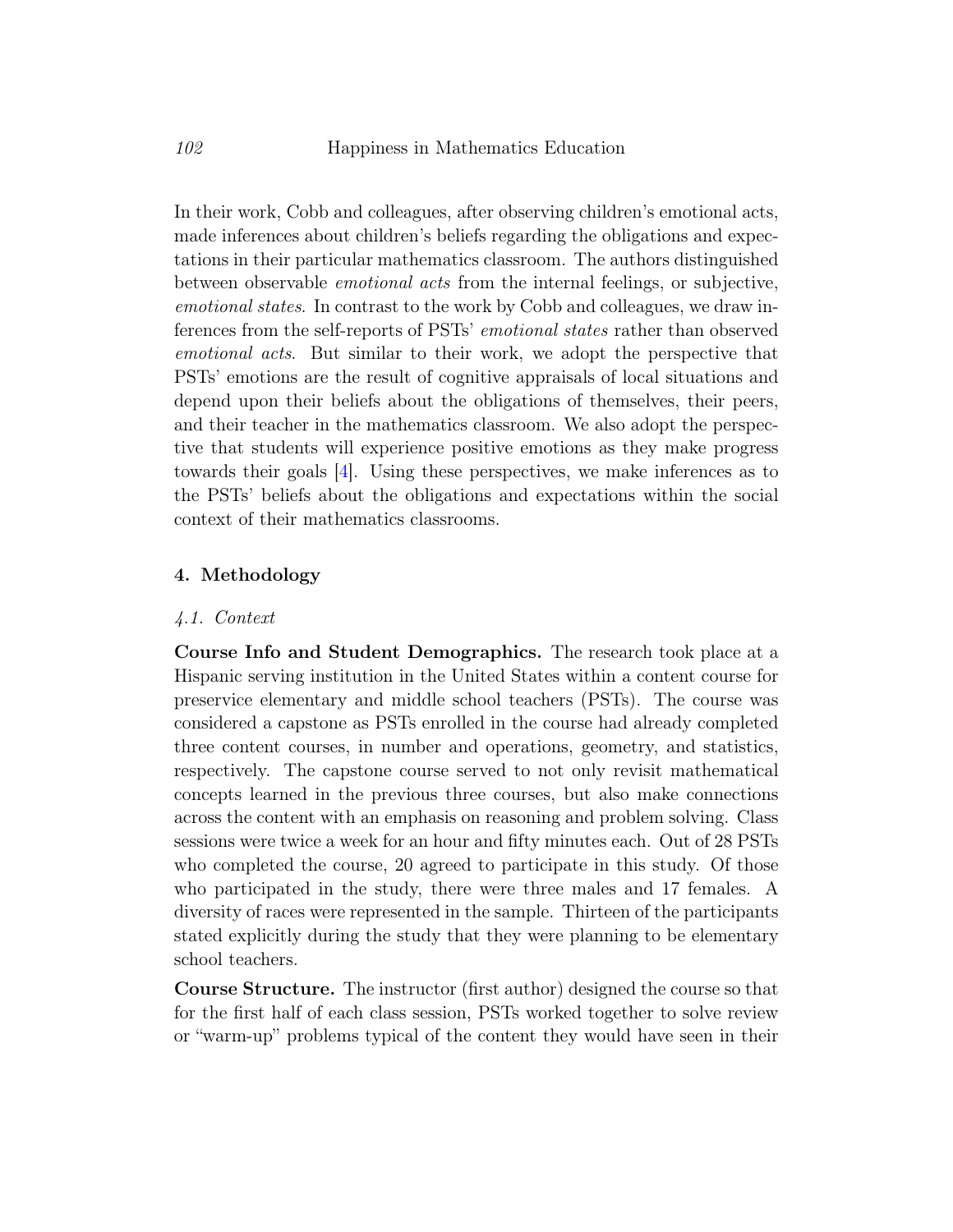In their work, Cobb and colleagues, after observing children's emotional acts, made inferences about children's beliefs regarding the obligations and expectations in their particular mathematics classroom. The authors distinguished between observable *emotional acts* from the internal feelings, or subjective, *emotional states*. In contrast to the work by Cobb and colleagues, we draw inferences from the self-reports of PSTs' *emotional states* rather than observed *emotional acts*. But similar to their work, we adopt the perspective that PSTs' emotions are the result of cognitive appraisals of local situations and depend upon their beliefs about the obligations of themselves, their peers, and their teacher in the mathematics classroom. We also adopt the perspective that students will experience positive emotions as they make progress towards their goals [4]. Using these perspectives, we make inferences as to the PSTs' beliefs about the obligations and expectations within the social context of their mathematics classrooms.

## 4. Methodology

### *4.1. Context*

**Course Info and Student Demographics.** The research took place at a Hispanic serving institution in the United States within a content course for preservice elementary and middle school teachers (PSTs). The course was considered a capstone as PSTs enrolled in the course had already completed three content courses, in number and operations, geometry, and statistics, respectively. The capstone course served to not only revisit mathematical concepts learned in the previous three courses, but also make connections across the content with an emphasis on reasoning and problem solving. Class sessions were twice a week for an hour and fifty minutes each. Out of 28 PSTs who completed the course, 20 agreed to participate in this study. Of those who participated in the study, there were three males and 17 females. A diversity of races were represented in the sample. Thirteen of the participants stated explicitly during the study that they were planning to be elementary school teachers.

**Course Structure.** The instructor (first author) designed the course so that for the first half of each class session, PSTs worked together to solve review or "warm-up" problems typical of the content they would have seen in their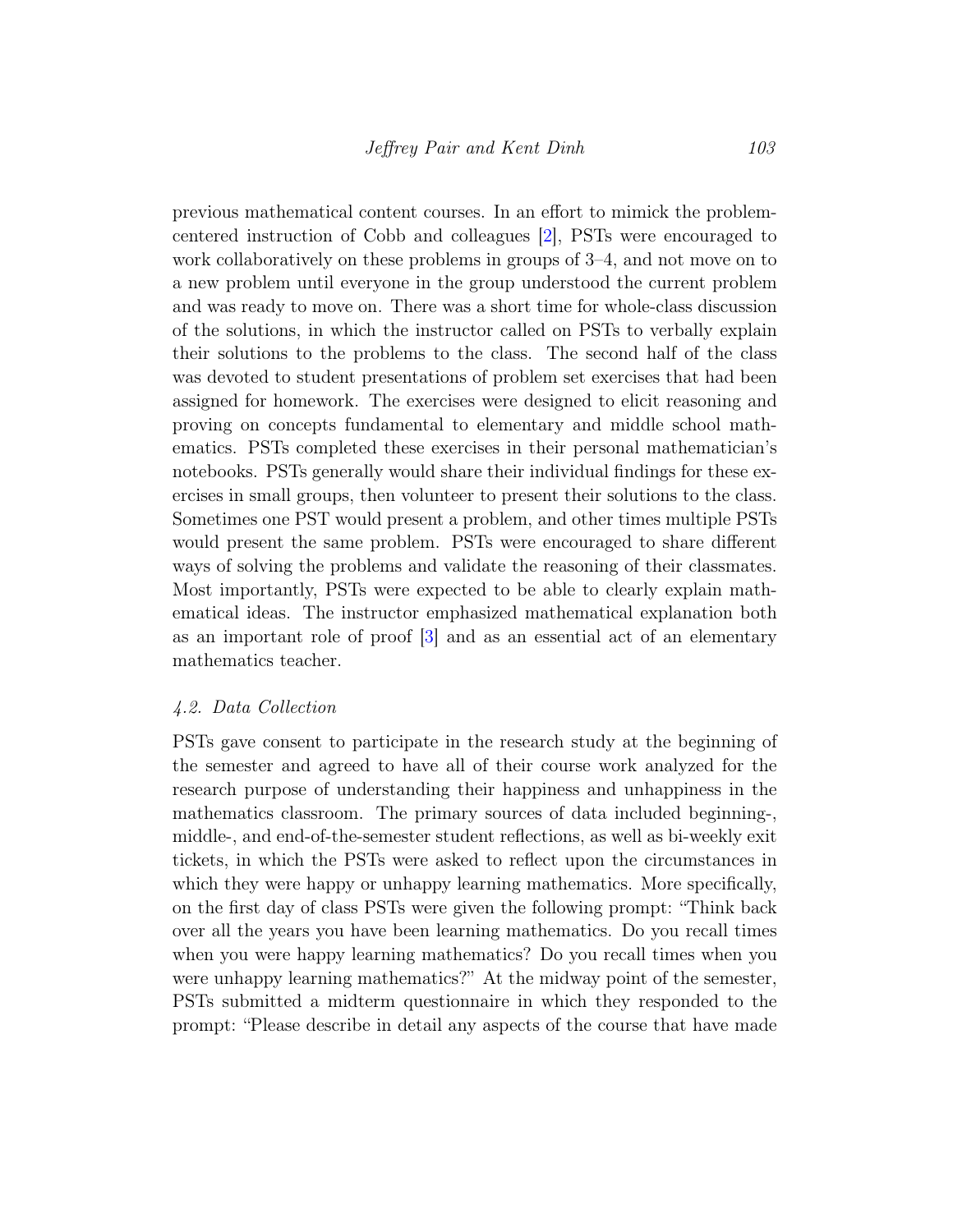previous mathematical content courses. In an effort to mimick the problem-centered instruction of Cobb and colleagues [2], PSTs were encouraged to work collaboratively on these problems in groups of 3–4, and not move on to a new problem until everyone in the group understood the current problem and was ready to move on. There was a short time for whole-class discussion of the solutions, in which the instructor called on PSTs to verbally explain their solutions to the problems to the class. The second half of the class was devoted to student presentations of problem set exercises that had been assigned for homework. The exercises were designed to elicit reasoning and proving on concepts fundamental to elementary and middle school mathematics. PSTs completed these exercises in their personal mathematician's notebooks. PSTs generally would share their individual findings for these exercises in small groups, then volunteer to present their solutions to the class. Sometimes one PST would present a problem, and other times multiple PSTs would present the same problem. PSTs were encouraged to share different ways of solving the problems and validate the reasoning of their classmates. Most importantly, PSTs were expected to be able to clearly explain mathematical ideas. The instructor emphasized mathematical explanation both as an important role of proof [3] and as an essential act of an elementary mathematics teacher.

### *4.2. Data Collection*

PSTs gave consent to participate in the research study at the beginning of the semester and agreed to have all of their course work analyzed for the research purpose of understanding their happiness and unhappiness in the mathematics classroom. The primary sources of data included beginning-, middle-, and end-of-the-semester student reflections, as well as bi-weekly exit tickets, in which the PSTs were asked to reflect upon the circumstances in which they were happy or unhappy learning mathematics. More specifically, on the first day of class PSTs were given the following prompt: "Think back over all the years you have been learning mathematics. Do you recall times when you were happy learning mathematics? Do you recall times when you were unhappy learning mathematics?" At the midway point of the semester, PSTs submitted a midterm questionnaire in which they responded to the prompt: "Please describe in detail any aspects of the course that have made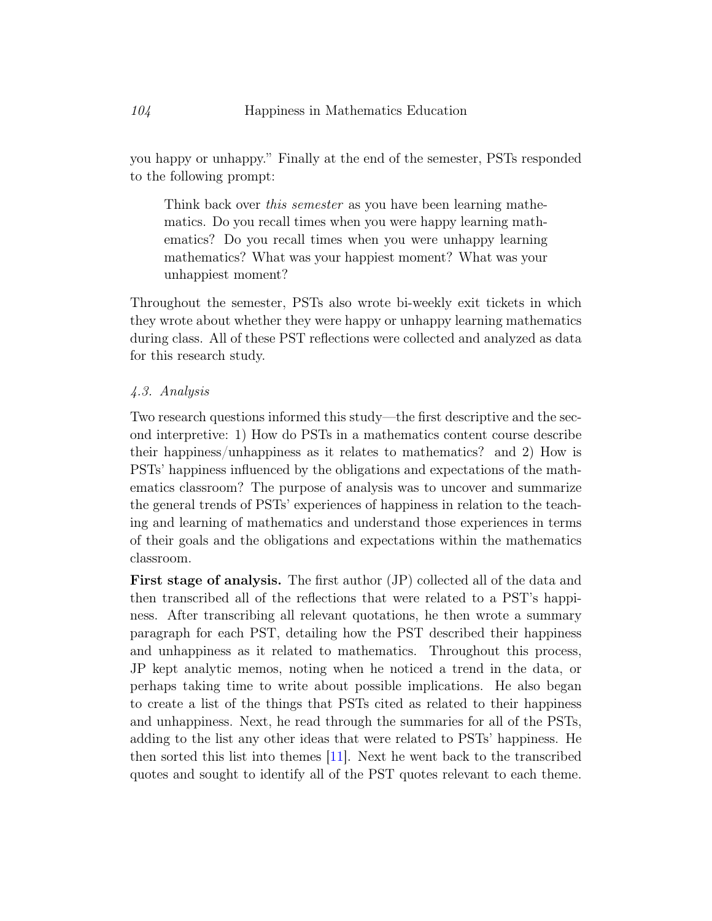you happy or unhappy." Finally at the end of the semester, PSTs responded to the following prompt:

> Think back over *this semester* as you have been learning mathematics. Do you recall times when you were happy learning mathematics? Do you recall times when you were unhappy learning mathematics? What was your happiest moment? What was your unhappiest moment?

Throughout the semester, PSTs also wrote bi-weekly exit tickets in which they wrote about whether they were happy or unhappy learning mathematics during class. All of these PST reflections were collected and analyzed as data for this research study.

### *4.3. Analysis*

Two research questions informed this study—the first descriptive and the second interpretive: 1) How do PSTs in a mathematics content course describe their happiness/unhappiness as it relates to mathematics? and 2) How is PSTs' happiness influenced by the obligations and expectations of the mathematics classroom? The purpose of analysis was to uncover and summarize the general trends of PSTs' experiences of happiness in relation to the teaching and learning of mathematics and understand those experiences in terms of their goals and the obligations and expectations within the mathematics classroom.

**First stage of analysis.** The first author (JP) collected all of the data and then transcribed all of the reflections that were related to a PST's happiness. After transcribing all relevant quotations, he then wrote a summary paragraph for each PST, detailing how the PST described their happiness and unhappiness as it related to mathematics. Throughout this process, JP kept analytic memos, noting when he noticed a trend in the data, or perhaps taking time to write about possible implications. He also began to create a list of the things that PSTs cited as related to their happiness and unhappiness. Next, he read through the summaries for all of the PSTs, adding to the list any other ideas that were related to PSTs' happiness. He then sorted this list into themes [11]. Next he went back to the transcribed quotes and sought to identify all of the PST quotes relevant to each theme.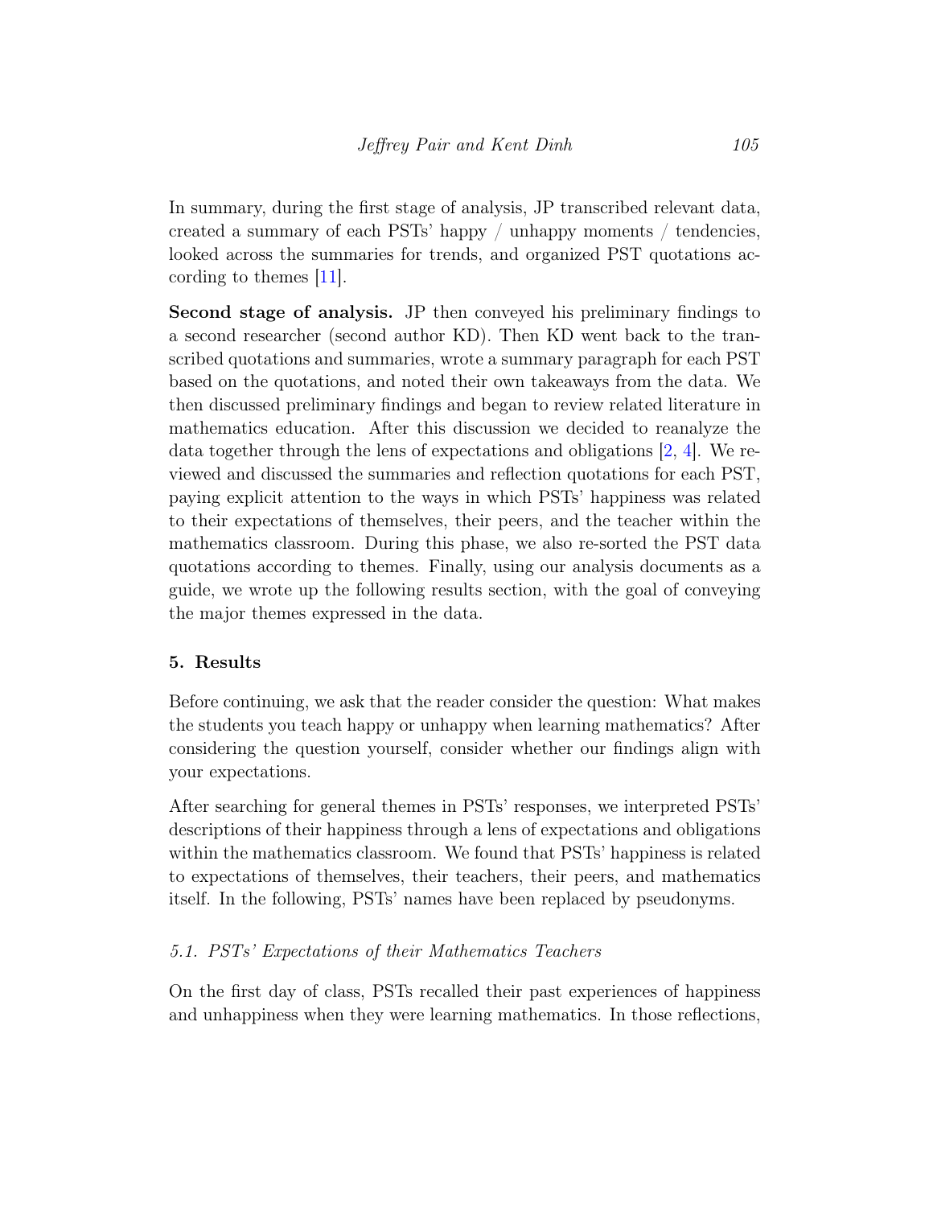In summary, during the first stage of analysis, JP transcribed relevant data, created a summary of each PSTs' happy / unhappy moments / tendencies, looked across the summaries for trends, and organized PST quotations according to themes [11].

**Second stage of analysis.** JP then conveyed his preliminary findings to a second researcher (second author KD). Then KD went back to the transcribed quotations and summaries, wrote a summary paragraph for each PST based on the quotations, and noted their own takeaways from the data. We then discussed preliminary findings and began to review related literature in mathematics education. After this discussion we decided to reanalyze the data together through the lens of expectations and obligations [2, 4]. We reviewed and discussed the summaries and reflection quotations for each PST, paying explicit attention to the ways in which PSTs' happiness was related to their expectations of themselves, their peers, and the teacher within the mathematics classroom. During this phase, we also re-sorted the PST data quotations according to themes. Finally, using our analysis documents as a guide, we wrote up the following results section, with the goal of conveying the major themes expressed in the data.

## 5. Results

Before continuing, we ask that the reader consider the question: What makes the students you teach happy or unhappy when learning mathematics? After considering the question yourself, consider whether our findings align with your expectations.

After searching for general themes in PSTs' responses, we interpreted PSTs' descriptions of their happiness through a lens of expectations and obligations within the mathematics classroom. We found that PSTs' happiness is related to expectations of themselves, their teachers, their peers, and mathematics itself. In the following, PSTs' names have been replaced by pseudonyms.

### *5.1. PSTs' Expectations of their Mathematics Teachers*

On the first day of class, PSTs recalled their past experiences of happiness and unhappiness when they were learning mathematics. In those reflections,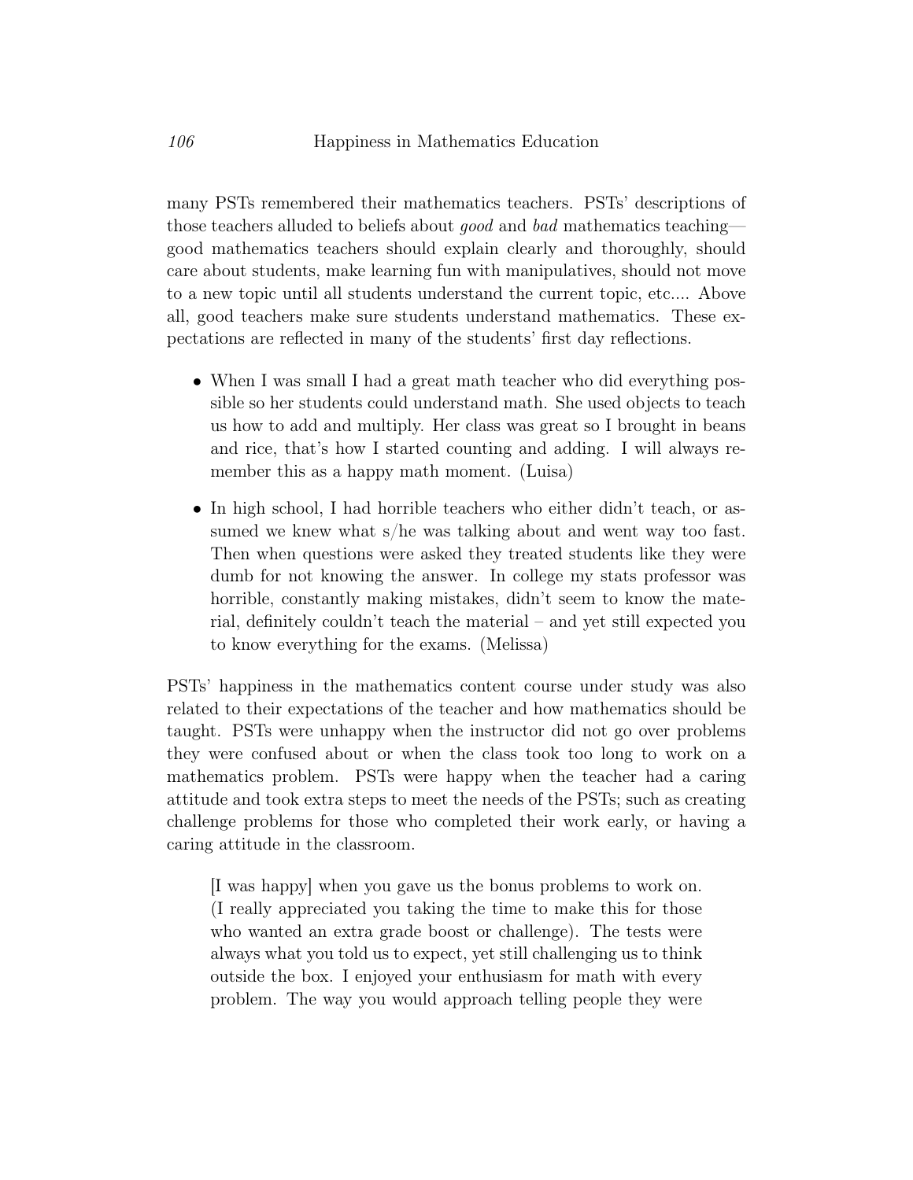many PSTs remembered their mathematics teachers. PSTs' descriptions of those teachers alluded to beliefs about *good* and *bad* mathematics teaching—good mathematics teachers should explain clearly and thoroughly, should care about students, make learning fun with manipulatives, should not move to a new topic until all students understand the current topic, etc.... Above all, good teachers make sure students understand mathematics. These expectations are reflected in many of the students' first day reflections.

- When I was small I had a great math teacher who did everything possible so her students could understand math. She used objects to teach us how to add and multiply. Her class was great so I brought in beans and rice, that's how I started counting and adding. I will always remember this as a happy math moment. (Luisa)
- In high school, I had horrible teachers who either didn't teach, or assumed we knew what s/he was talking about and went way too fast. Then when questions were asked they treated students like they were dumb for not knowing the answer. In college my stats professor was horrible, constantly making mistakes, didn't seem to know the material, definitely couldn't teach the material – and yet still expected you to know everything for the exams. (Melissa)

PSTs' happiness in the mathematics content course under study was also related to their expectations of the teacher and how mathematics should be taught. PSTs were unhappy when the instructor did not go over problems they were confused about or when the class took too long to work on a mathematics problem. PSTs were happy when the teacher had a caring attitude and took extra steps to meet the needs of the PSTs; such as creating challenge problems for those who completed their work early, or having a caring attitude in the classroom.

> [I was happy] when you gave us the bonus problems to work on. (I really appreciated you taking the time to make this for those who wanted an extra grade boost or challenge). The tests were always what you told us to expect, yet still challenging us to think outside the box. I enjoyed your enthusiasm for math with every problem. The way you would approach telling people they were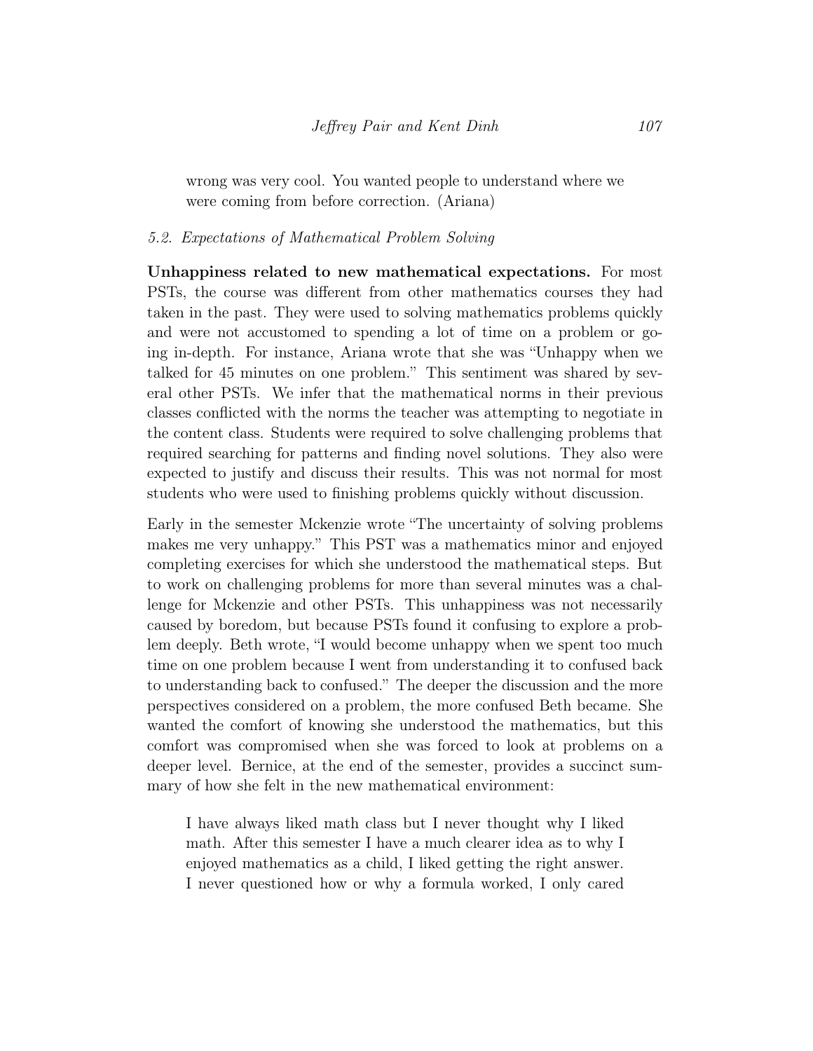> wrong was very cool. You wanted people to understand where we were coming from before correction. (Ariana)

### *5.2. Expectations of Mathematical Problem Solving*

**Unhappiness related to new mathematical expectations.** For most PSTs, the course was different from other mathematics courses they had taken in the past. They were used to solving mathematics problems quickly and were not accustomed to spending a lot of time on a problem or going in-depth. For instance, Ariana wrote that she was "Unhappy when we talked for 45 minutes on one problem." This sentiment was shared by several other PSTs. We infer that the mathematical norms in their previous classes conflicted with the norms the teacher was attempting to negotiate in the content class. Students were required to solve challenging problems that required searching for patterns and finding novel solutions. They also were expected to justify and discuss their results. This was not normal for most students who were used to finishing problems quickly without discussion.

Early in the semester Mckenzie wrote "The uncertainty of solving problems makes me very unhappy." This PST was a mathematics minor and enjoyed completing exercises for which she understood the mathematical steps. But to work on challenging problems for more than several minutes was a challenge for Mckenzie and other PSTs. This unhappiness was not necessarily caused by boredom, but because PSTs found it confusing to explore a problem deeply. Beth wrote, "I would become unhappy when we spent too much time on one problem because I went from understanding it to confused back to understanding back to confused." The deeper the discussion and the more perspectives considered on a problem, the more confused Beth became. She wanted the comfort of knowing she understood the mathematics, but this comfort was compromised when she was forced to look at problems on a deeper level. Bernice, at the end of the semester, provides a succinct summary of how she felt in the new mathematical environment:

> I have always liked math class but I never thought why I liked math. After this semester I have a much clearer idea as to why I enjoyed mathematics as a child, I liked getting the right answer. I never questioned how or why a formula worked, I only cared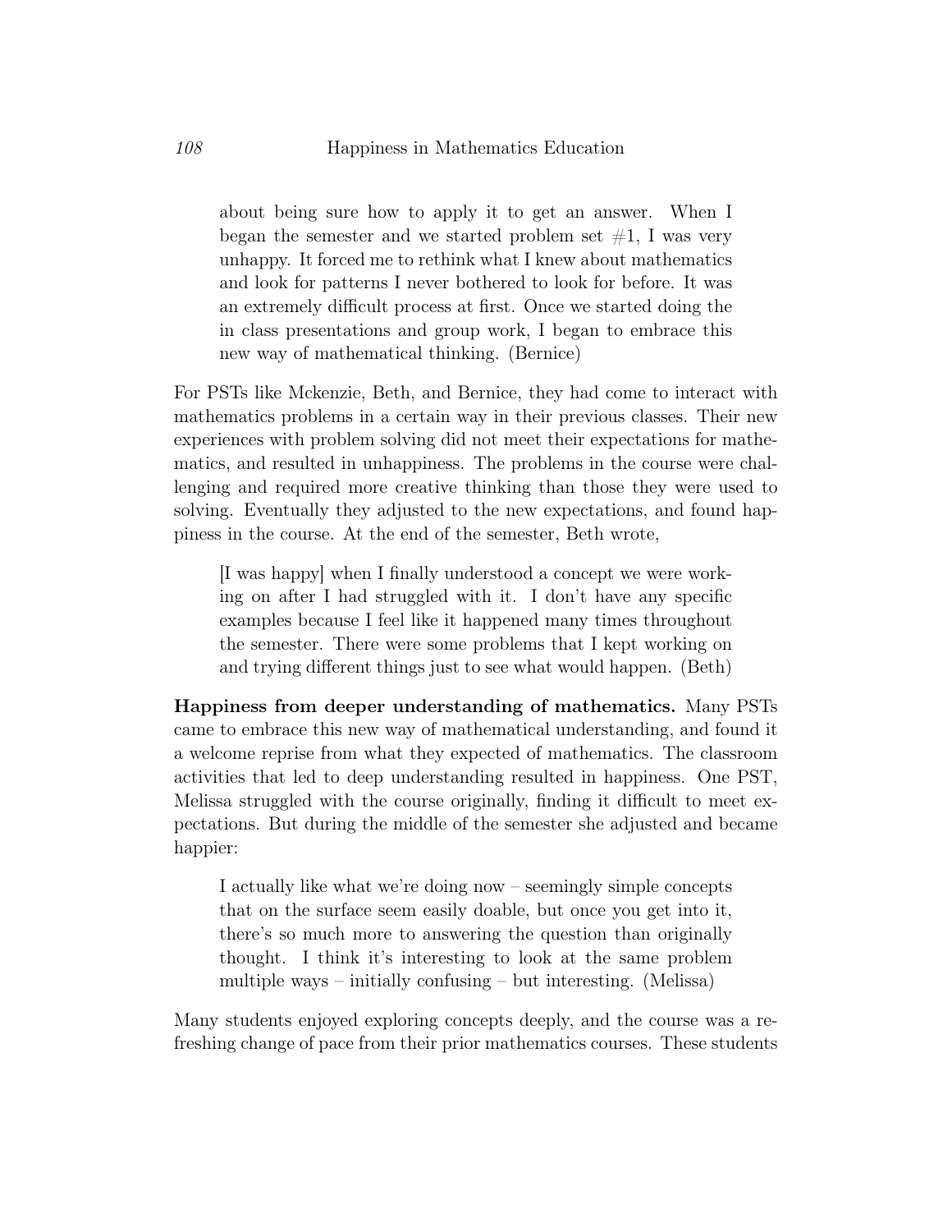> about being sure how to apply it to get an answer. When I began the semester and we started problem set #1, I was very unhappy. It forced me to rethink what I knew about mathematics and look for patterns I never bothered to look for before. It was an extremely difficult process at first. Once we started doing the in class presentations and group work, I began to embrace this new way of mathematical thinking. (Bernice)

For PSTs like Mckenzie, Beth, and Bernice, they had come to interact with mathematics problems in a certain way in their previous classes. Their new experiences with problem solving did not meet their expectations for mathematics, and resulted in unhappiness. The problems in the course were challenging and required more creative thinking than those they were used to solving. Eventually they adjusted to the new expectations, and found happiness in the course. At the end of the semester, Beth wrote,

> [I was happy] when I finally understood a concept we were working on after I had struggled with it. I don't have any specific examples because I feel like it happened many times throughout the semester. There were some problems that I kept working on and trying different things just to see what would happen. (Beth)

**Happiness from deeper understanding of mathematics.** Many PSTs came to embrace this new way of mathematical understanding, and found it a welcome reprise from what they expected of mathematics. The classroom activities that led to deep understanding resulted in happiness. One PST, Melissa struggled with the course originally, finding it difficult to meet expectations. But during the middle of the semester she adjusted and became happier:

> I actually like what we're doing now – seemingly simple concepts that on the surface seem easily doable, but once you get into it, there's so much more to answering the question than originally thought. I think it's interesting to look at the same problem multiple ways – initially confusing – but interesting. (Melissa)

Many students enjoyed exploring concepts deeply, and the course was a refreshing change of pace from their prior mathematics courses. These students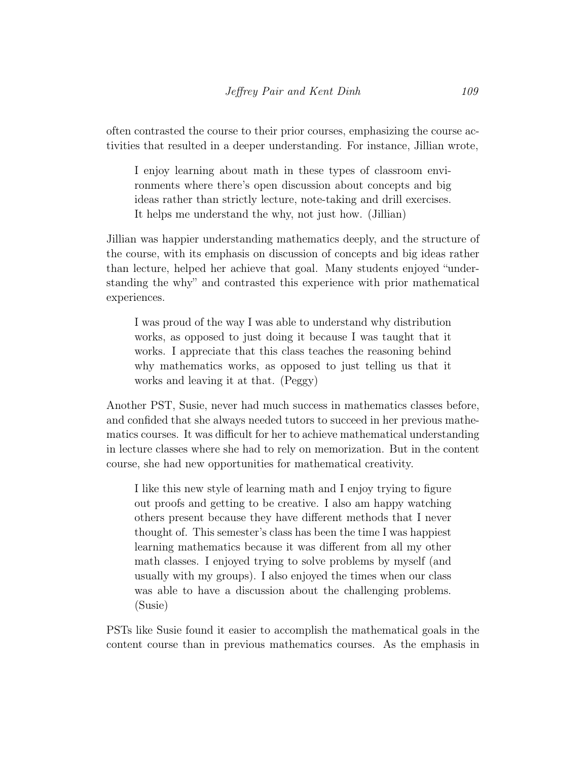often contrasted the course to their prior courses, emphasizing the course activities that resulted in a deeper understanding. For instance, Jillian wrote,

> I enjoy learning about math in these types of classroom environments where there's open discussion about concepts and big ideas rather than strictly lecture, note-taking and drill exercises. It helps me understand the why, not just how. (Jillian)

Jillian was happier understanding mathematics deeply, and the structure of the course, with its emphasis on discussion of concepts and big ideas rather than lecture, helped her achieve that goal. Many students enjoyed "understanding the why" and contrasted this experience with prior mathematical experiences.

> I was proud of the way I was able to understand why distribution works, as opposed to just doing it because I was taught that it works. I appreciate that this class teaches the reasoning behind why mathematics works, as opposed to just telling us that it works and leaving it at that. (Peggy)

Another PST, Susie, never had much success in mathematics classes before, and confided that she always needed tutors to succeed in her previous mathematics courses. It was difficult for her to achieve mathematical understanding in lecture classes where she had to rely on memorization. But in the content course, she had new opportunities for mathematical creativity.

> I like this new style of learning math and I enjoy trying to figure out proofs and getting to be creative. I also am happy watching others present because they have different methods that I never thought of. This semester's class has been the time I was happiest learning mathematics because it was different from all my other math classes. I enjoyed trying to solve problems by myself (and usually with my groups). I also enjoyed the times when our class was able to have a discussion about the challenging problems. (Susie)

PSTs like Susie found it easier to accomplish the mathematical goals in the content course than in previous mathematics courses. As the emphasis in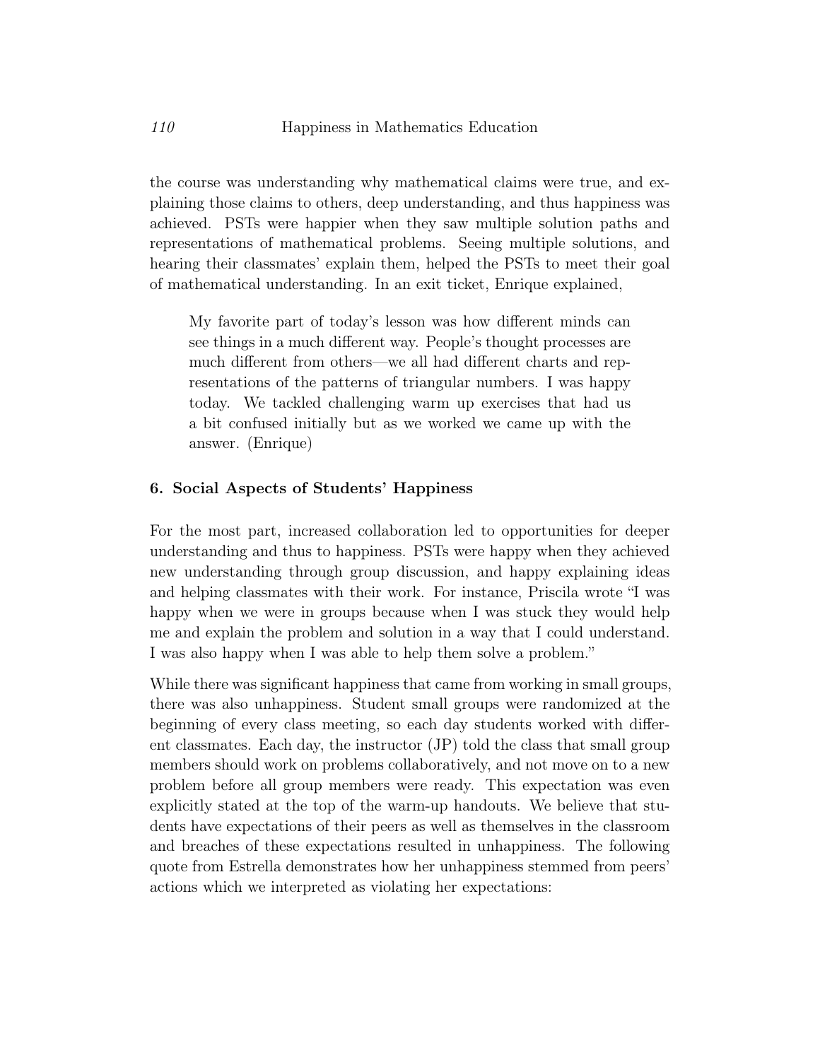the course was understanding why mathematical claims were true, and explaining those claims to others, deep understanding, and thus happiness was achieved. PSTs were happier when they saw multiple solution paths and representations of mathematical problems. Seeing multiple solutions, and hearing their classmates' explain them, helped the PSTs to meet their goal of mathematical understanding. In an exit ticket, Enrique explained,

> My favorite part of today's lesson was how different minds can see things in a much different way. People's thought processes are much different from others—we all had different charts and representations of the patterns of triangular numbers. I was happy today. We tackled challenging warm up exercises that had us a bit confused initially but as we worked we came up with the answer. (Enrique)

## 6. Social Aspects of Students' Happiness

For the most part, increased collaboration led to opportunities for deeper understanding and thus to happiness. PSTs were happy when they achieved new understanding through group discussion, and happy explaining ideas and helping classmates with their work. For instance, Priscila wrote "I was happy when we were in groups because when I was stuck they would help me and explain the problem and solution in a way that I could understand. I was also happy when I was able to help them solve a problem."

While there was significant happiness that came from working in small groups, there was also unhappiness. Student small groups were randomized at the beginning of every class meeting, so each day students worked with different classmates. Each day, the instructor (JP) told the class that small group members should work on problems collaboratively, and not move on to a new problem before all group members were ready. This expectation was even explicitly stated at the top of the warm-up handouts. We believe that students have expectations of their peers as well as themselves in the classroom and breaches of these expectations resulted in unhappiness. The following quote from Estrella demonstrates how her unhappiness stemmed from peers' actions which we interpreted as violating her expectations: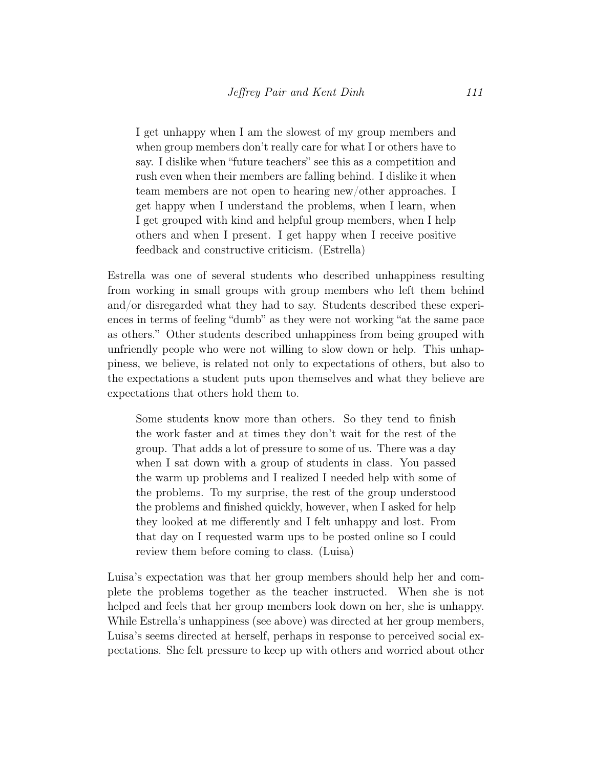> I get unhappy when I am the slowest of my group members and when group members don't really care for what I or others have to say. I dislike when "future teachers" see this as a competition and rush even when their members are falling behind. I dislike it when team members are not open to hearing new/other approaches. I get happy when I understand the problems, when I learn, when I get grouped with kind and helpful group members, when I help others and when I present. I get happy when I receive positive feedback and constructive criticism. (Estrella)

Estrella was one of several students who described unhappiness resulting from working in small groups with group members who left them behind and/or disregarded what they had to say. Students described these experiences in terms of feeling "dumb" as they were not working "at the same pace as others." Other students described unhappiness from being grouped with unfriendly people who were not willing to slow down or help. This unhappiness, we believe, is related not only to expectations of others, but also to the expectations a student puts upon themselves and what they believe are expectations that others hold them to.

> Some students know more than others. So they tend to finish the work faster and at times they don't wait for the rest of the group. That adds a lot of pressure to some of us. There was a day when I sat down with a group of students in class. You passed the warm up problems and I realized I needed help with some of the problems. To my surprise, the rest of the group understood the problems and finished quickly, however, when I asked for help they looked at me differently and I felt unhappy and lost. From that day on I requested warm ups to be posted online so I could review them before coming to class. (Luisa)

Luisa's expectation was that her group members should help her and complete the problems together as the teacher instructed. When she is not helped and feels that her group members look down on her, she is unhappy. While Estrella's unhappiness (see above) was directed at her group members, Luisa's seems directed at herself, perhaps in response to perceived social expectations. She felt pressure to keep up with others and worried about other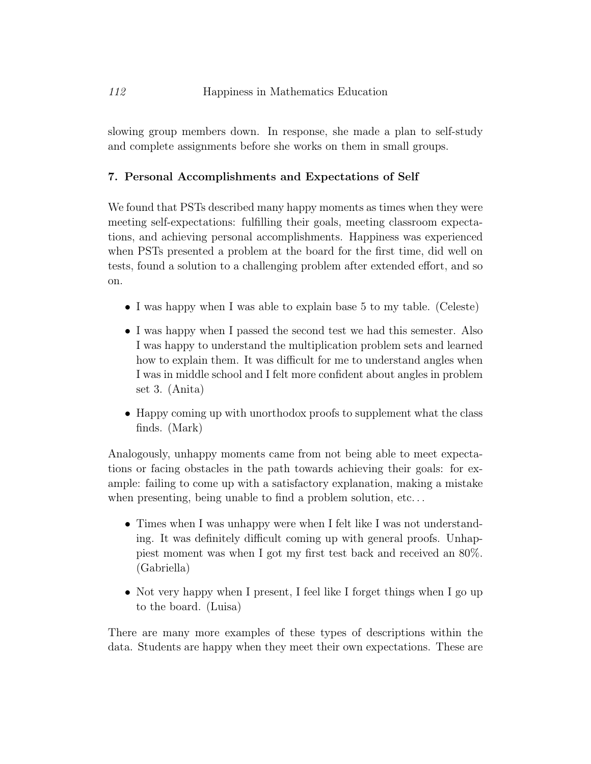slowing group members down. In response, she made a plan to self-study and complete assignments before she works on them in small groups.

## 7. Personal Accomplishments and Expectations of Self

We found that PSTs described many happy moments as times when they were meeting self-expectations: fulfilling their goals, meeting classroom expectations, and achieving personal accomplishments. Happiness was experienced when PSTs presented a problem at the board for the first time, did well on tests, found a solution to a challenging problem after extended effort, and so on.

- I was happy when I was able to explain base 5 to my table. (Celeste)
- I was happy when I passed the second test we had this semester. Also I was happy to understand the multiplication problem sets and learned how to explain them. It was difficult for me to understand angles when I was in middle school and I felt more confident about angles in problem set 3. (Anita)
- Happy coming up with unorthodox proofs to supplement what the class finds. (Mark)

Analogously, unhappy moments came from not being able to meet expectations or facing obstacles in the path towards achieving their goals: for example: failing to come up with a satisfactory explanation, making a mistake when presenting, being unable to find a problem solution, etc...

- Times when I was unhappy were when I felt like I was not understanding. It was definitely difficult coming up with general proofs. Unhappiest moment was when I got my first test back and received an 80%. (Gabriella)
- Not very happy when I present, I feel like I forget things when I go up to the board. (Luisa)

There are many more examples of these types of descriptions within the data. Students are happy when they meet their own expectations. These are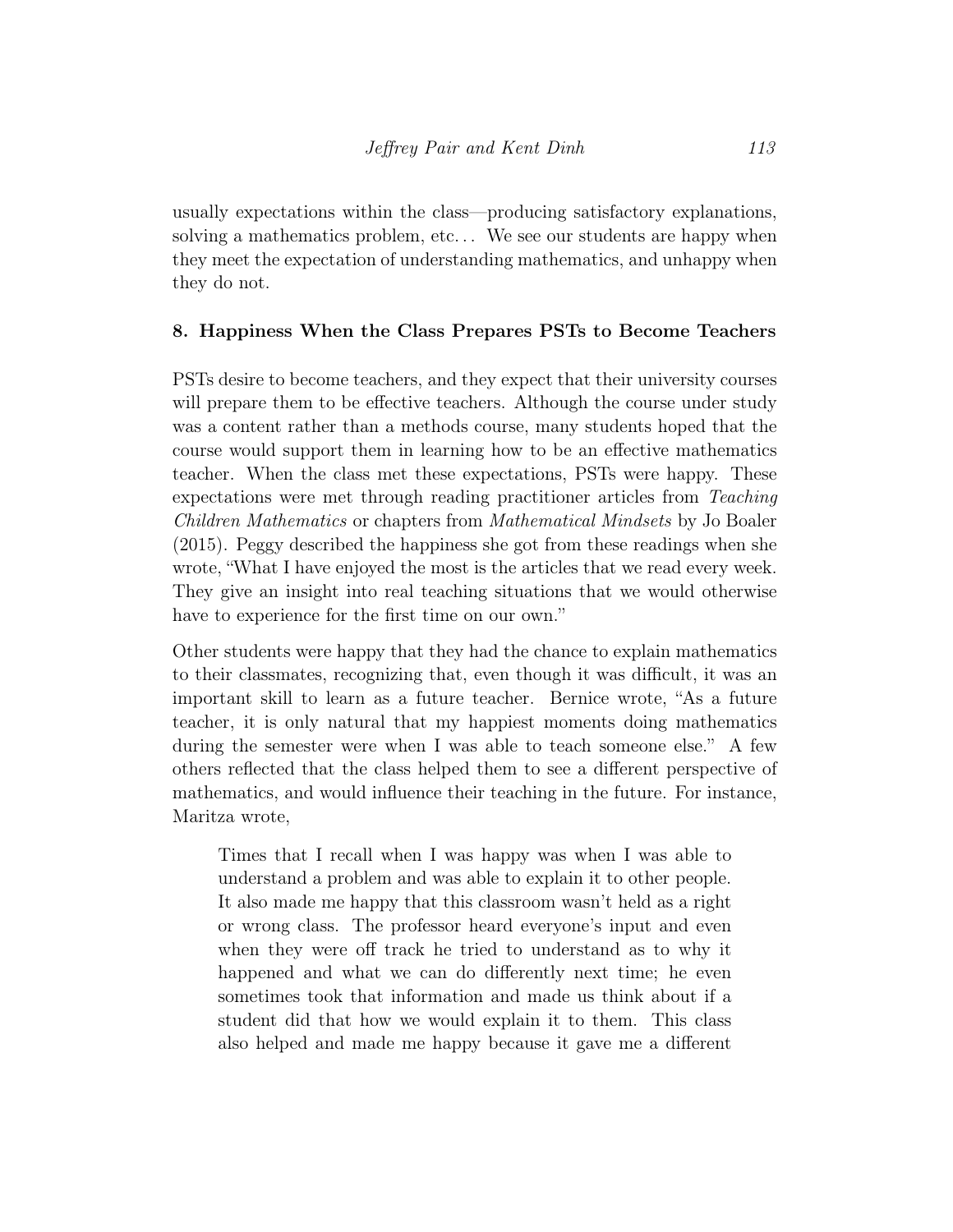usually expectations within the class—producing satisfactory explanations, solving a mathematics problem, etc. . . We see our students are happy when they meet the expectation of understanding mathematics, and unhappy when they do not.

## 8. Happiness When the Class Prepares PSTs to Become Teachers

PSTs desire to become teachers, and they expect that their university courses will prepare them to be effective teachers. Although the course under study was a content rather than a methods course, many students hoped that the course would support them in learning how to be an effective mathematics teacher. When the class met these expectations, PSTs were happy. These expectations were met through reading practitioner articles from *Teaching Children Mathematics* or chapters from *Mathematical Mindsets* by Jo Boaler (2015). Peggy described the happiness she got from these readings when she wrote, "What I have enjoyed the most is the articles that we read every week. They give an insight into real teaching situations that we would otherwise have to experience for the first time on our own."

Other students were happy that they had the chance to explain mathematics to their classmates, recognizing that, even though it was difficult, it was an important skill to learn as a future teacher. Bernice wrote, "As a future teacher, it is only natural that my happiest moments doing mathematics during the semester were when I was able to teach someone else." A few others reflected that the class helped them to see a different perspective of mathematics, and would influence their teaching in the future. For instance, Maritza wrote,

> Times that I recall when I was happy was when I was able to understand a problem and was able to explain it to other people. It also made me happy that this classroom wasn't held as a right or wrong class. The professor heard everyone's input and even when they were off track he tried to understand as to why it happened and what we can do differently next time; he even sometimes took that information and made us think about if a student did that how we would explain it to them. This class also helped and made me happy because it gave me a different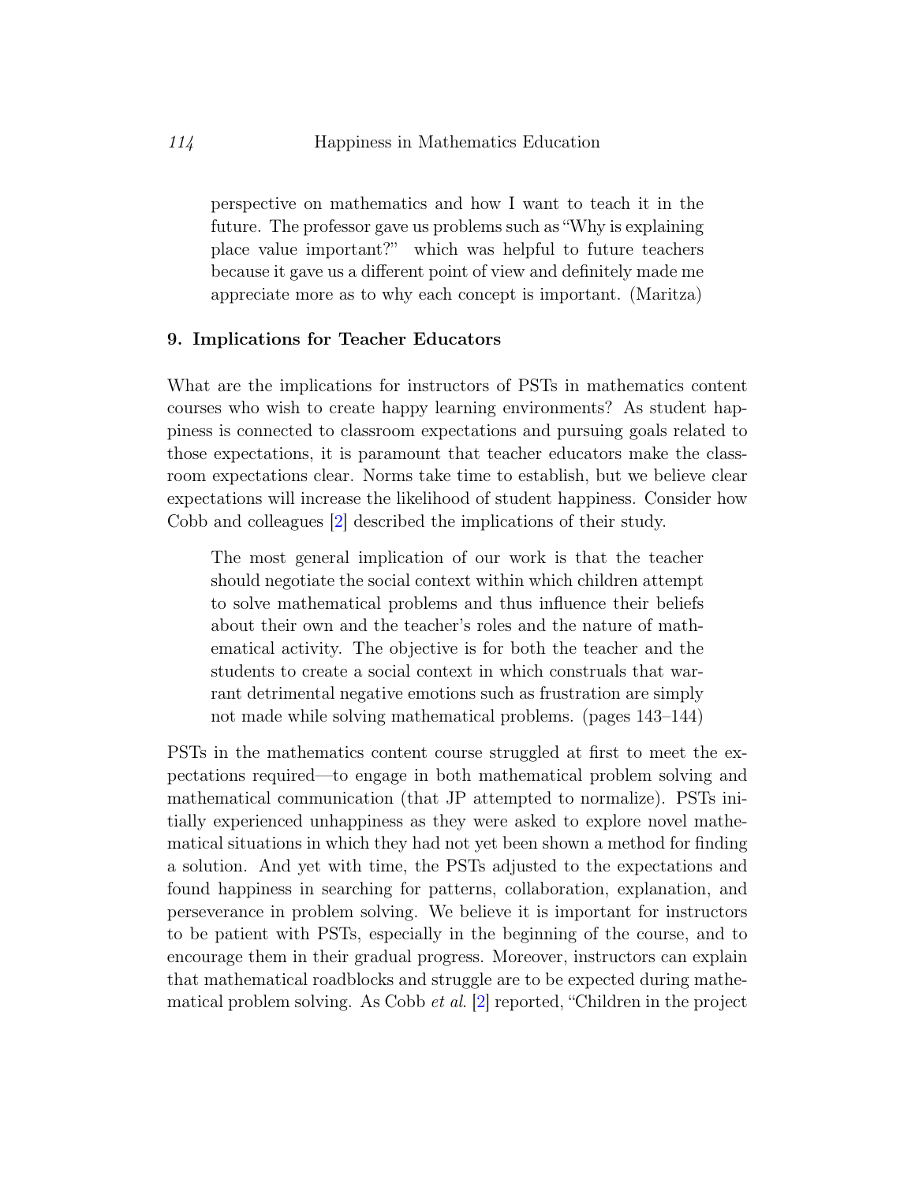> perspective on mathematics and how I want to teach it in the future. The professor gave us problems such as "Why is explaining place value important?" which was helpful to future teachers because it gave us a different point of view and definitely made me appreciate more as to why each concept is important. (Maritza)

## 9. Implications for Teacher Educators

What are the implications for instructors of PSTs in mathematics content courses who wish to create happy learning environments? As student happiness is connected to classroom expectations and pursuing goals related to those expectations, it is paramount that teacher educators make the classroom expectations clear. Norms take time to establish, but we believe clear expectations will increase the likelihood of student happiness. Consider how Cobb and colleagues [2] described the implications of their study.

> The most general implication of our work is that the teacher should negotiate the social context within which children attempt to solve mathematical problems and thus influence their beliefs about their own and the teacher's roles and the nature of mathematical activity. The objective is for both the teacher and the students to create a social context in which construals that warrant detrimental negative emotions such as frustration are simply not made while solving mathematical problems. (pages 143–144)

PSTs in the mathematics content course struggled at first to meet the expectations required—to engage in both mathematical problem solving and mathematical communication (that JP attempted to normalize). PSTs initially experienced unhappiness as they were asked to explore novel mathematical situations in which they had not yet been shown a method for finding a solution. And yet with time, the PSTs adjusted to the expectations and found happiness in searching for patterns, collaboration, explanation, and perseverance in problem solving. We believe it is important for instructors to be patient with PSTs, especially in the beginning of the course, and to encourage them in their gradual progress. Moreover, instructors can explain that mathematical roadblocks and struggle are to be expected during mathematical problem solving. As Cobb *et al.* [2] reported, "Children in the project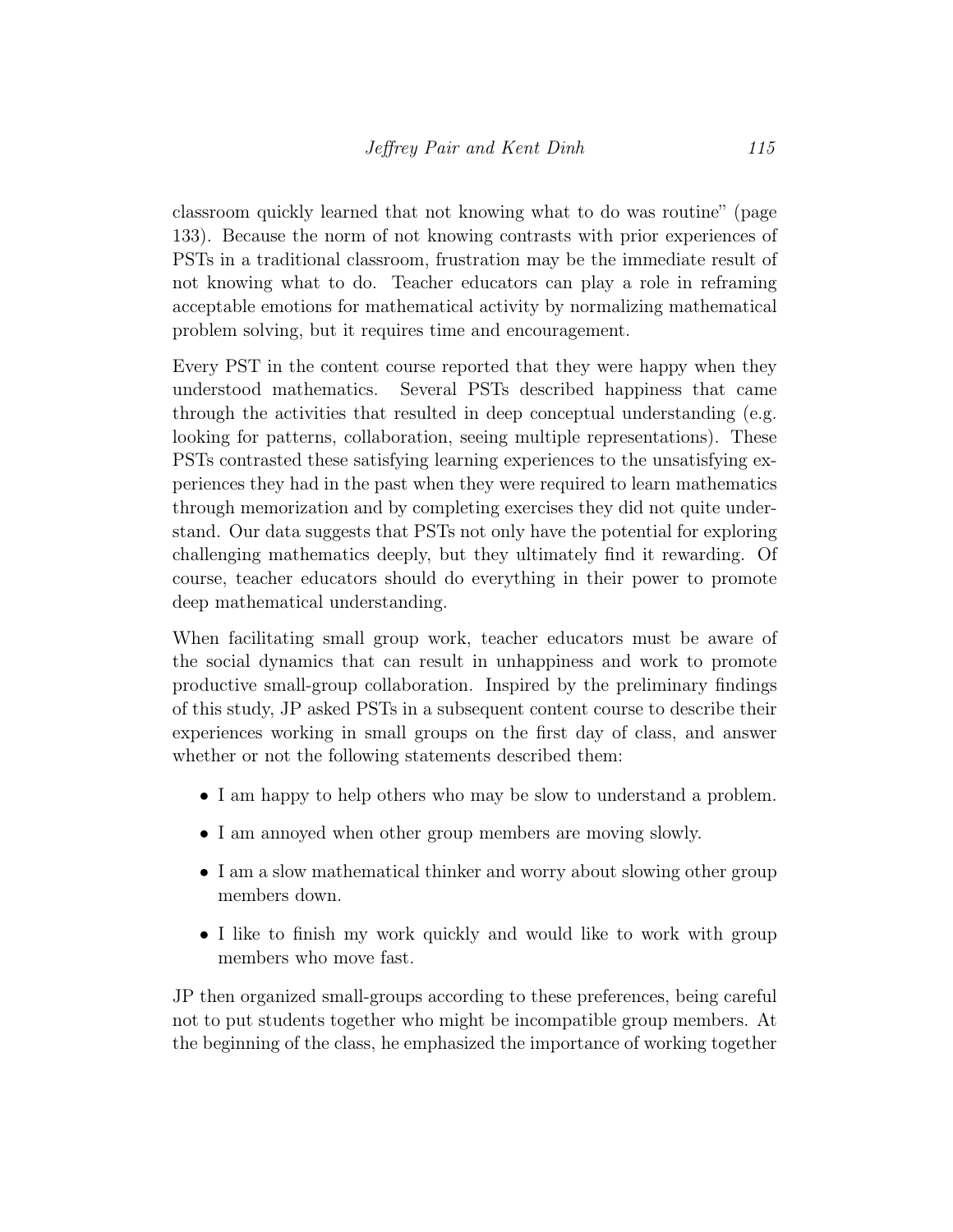classroom quickly learned that not knowing what to do was routine" (page 133). Because the norm of not knowing contrasts with prior experiences of PSTs in a traditional classroom, frustration may be the immediate result of not knowing what to do. Teacher educators can play a role in reframing acceptable emotions for mathematical activity by normalizing mathematical problem solving, but it requires time and encouragement.

Every PST in the content course reported that they were happy when they understood mathematics. Several PSTs described happiness that came through the activities that resulted in deep conceptual understanding (e.g. looking for patterns, collaboration, seeing multiple representations). These PSTs contrasted these satisfying learning experiences to the unsatisfying experiences they had in the past when they were required to learn mathematics through memorization and by completing exercises they did not quite understand. Our data suggests that PSTs not only have the potential for exploring challenging mathematics deeply, but they ultimately find it rewarding. Of course, teacher educators should do everything in their power to promote deep mathematical understanding.

When facilitating small group work, teacher educators must be aware of the social dynamics that can result in unhappiness and work to promote productive small-group collaboration. Inspired by the preliminary findings of this study, JP asked PSTs in a subsequent content course to describe their experiences working in small groups on the first day of class, and answer whether or not the following statements described them:

- I am happy to help others who may be slow to understand a problem.
- I am annoyed when other group members are moving slowly.
- I am a slow mathematical thinker and worry about slowing other group members down.
- I like to finish my work quickly and would like to work with group members who move fast.

JP then organized small-groups according to these preferences, being careful not to put students together who might be incompatible group members. At the beginning of the class, he emphasized the importance of working together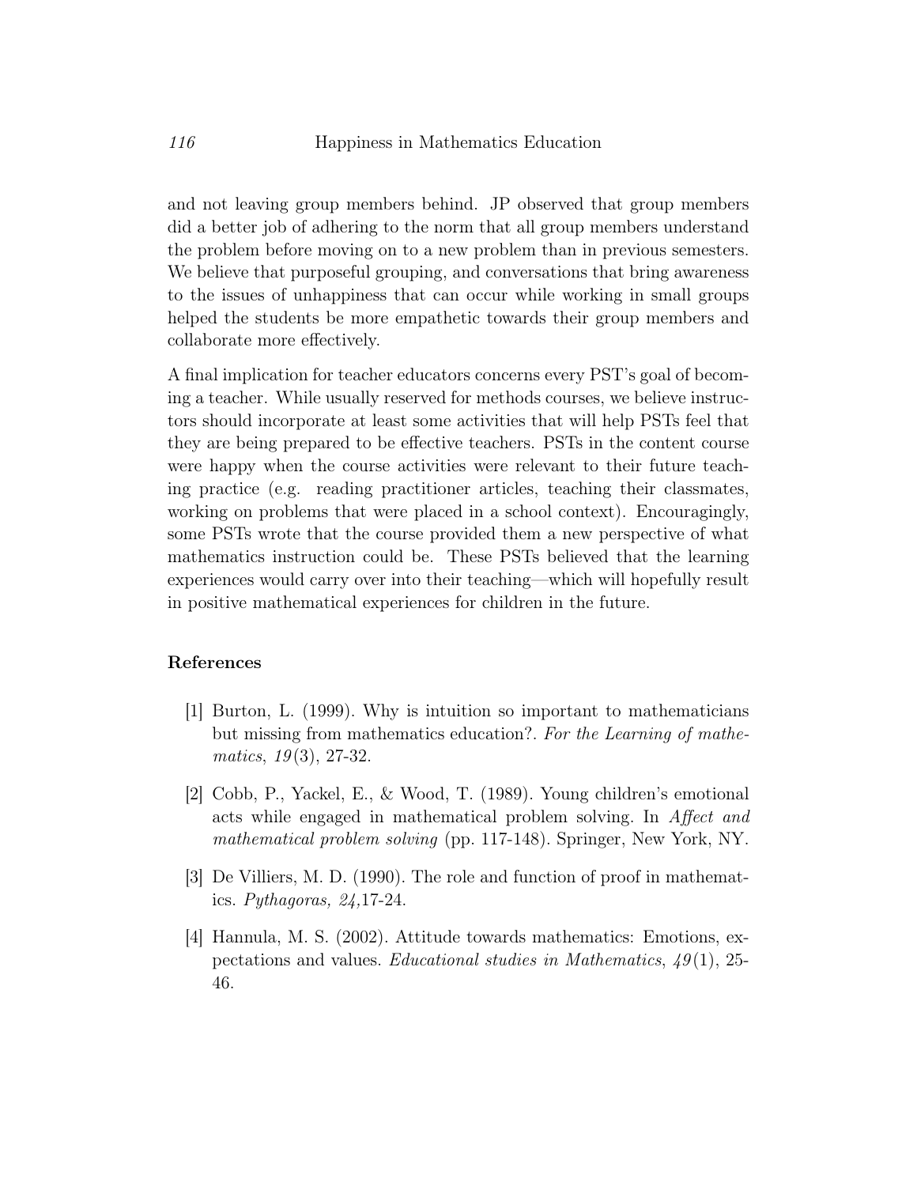and not leaving group members behind. JP observed that group members did a better job of adhering to the norm that all group members understand the problem before moving on to a new problem than in previous semesters. We believe that purposeful grouping, and conversations that bring awareness to the issues of unhappiness that can occur while working in small groups helped the students be more empathetic towards their group members and collaborate more effectively.

A final implication for teacher educators concerns every PST's goal of becoming a teacher. While usually reserved for methods courses, we believe instructors should incorporate at least some activities that will help PSTs feel that they are being prepared to be effective teachers. PSTs in the content course were happy when the course activities were relevant to their future teaching practice (e.g. reading practitioner articles, teaching their classmates, working on problems that were placed in a school context). Encouragingly, some PSTs wrote that the course provided them a new perspective of what mathematics instruction could be. These PSTs believed that the learning experiences would carry over into their teaching—which will hopefully result in positive mathematical experiences for children in the future.

## References

[1] Burton, L. (1999). Why is intuition so important to mathematicians but missing from mathematics education?. *For the Learning of mathematics*, *19*(3), 27-32.

[2] Cobb, P., Yackel, E., & Wood, T. (1989). Young children's emotional acts while engaged in mathematical problem solving. In *Affect and mathematical problem solving* (pp. 117-148). Springer, New York, NY.

[3] De Villiers, M. D. (1990). The role and function of proof in mathematics. *Pythagoras, 24,*17-24.

[4] Hannula, M. S. (2002). Attitude towards mathematics: Emotions, expectations and values. *Educational studies in Mathematics*, *49*(1), 25-46.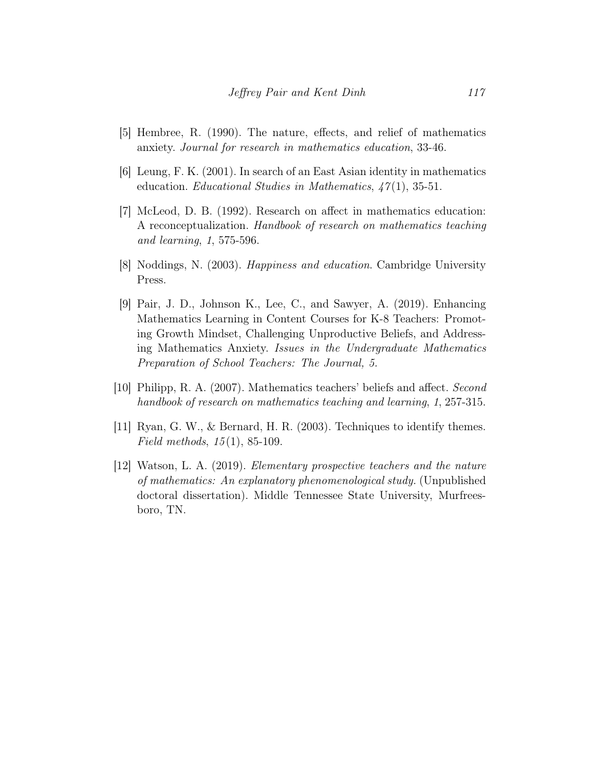[5] Hembree, R. (1990). The nature, effects, and relief of mathematics anxiety. *Journal for research in mathematics education*, 33-46.

[6] Leung, F. K. (2001). In search of an East Asian identity in mathematics education. *Educational Studies in Mathematics*, *47*(1), 35-51.

[7] McLeod, D. B. (1992). Research on affect in mathematics education: A reconceptualization. *Handbook of research on mathematics teaching and learning*, *1*, 575-596.

[8] Noddings, N. (2003). *Happiness and education*. Cambridge University Press.

[9] Pair, J. D., Johnson K., Lee, C., and Sawyer, A. (2019). Enhancing Mathematics Learning in Content Courses for K-8 Teachers: Promoting Growth Mindset, Challenging Unproductive Beliefs, and Addressing Mathematics Anxiety. *Issues in the Undergraduate Mathematics Preparation of School Teachers: The Journal, 5*.

[10] Philipp, R. A. (2007). Mathematics teachers' beliefs and affect. *Second handbook of research on mathematics teaching and learning*, *1*, 257-315.

[11] Ryan, G. W., & Bernard, H. R. (2003). Techniques to identify themes. *Field methods*, *15*(1), 85-109.

[12] Watson, L. A. (2019). *Elementary prospective teachers and the nature of mathematics: An explanatory phenomenological study.* (Unpublished doctoral dissertation). Middle Tennessee State University, Murfreesboro, TN.